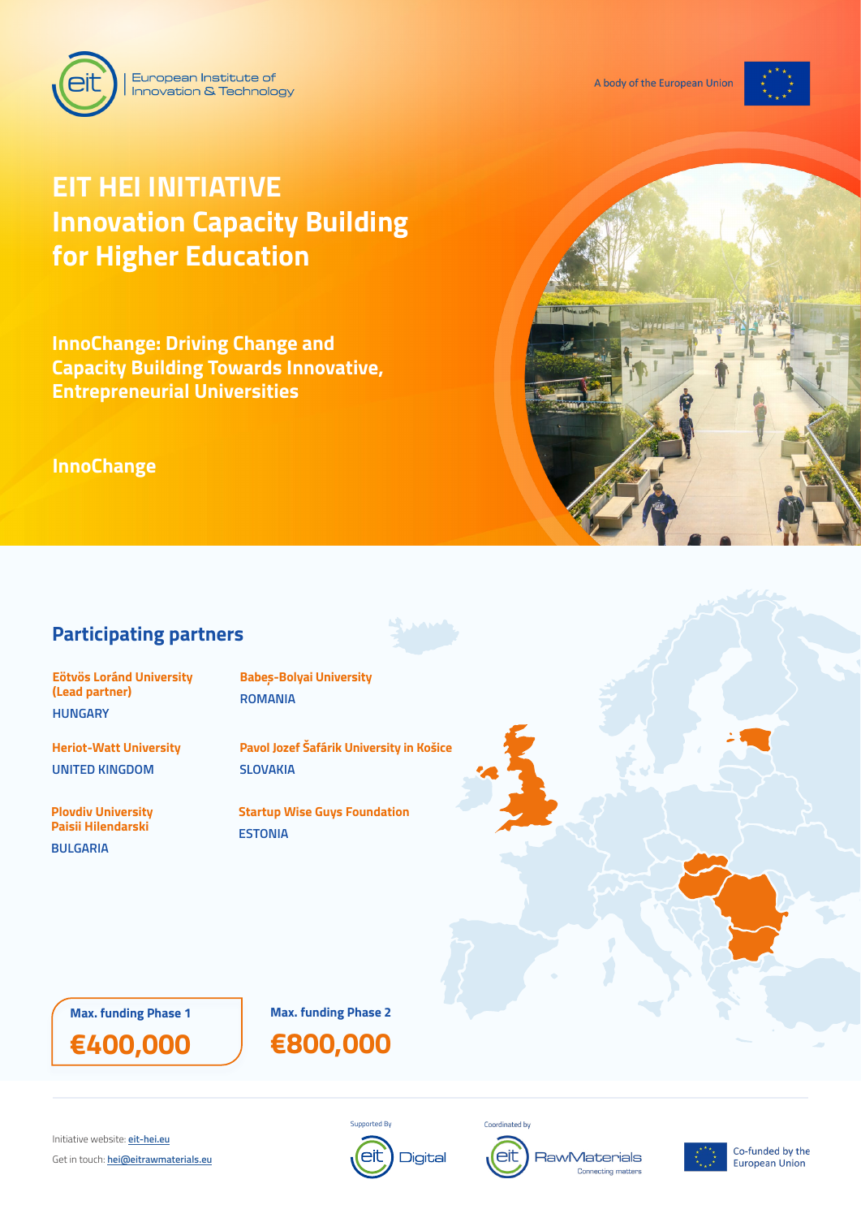European Institute of Innovation & Technology

A body of the European Union

# EIT HEI INITIATIVE
# Innovation Capacity Building for Higher Education

## InnoChange: Driving Change and Capacity Building Towards Innovative, Entrepreneurial Universities

**InnoChange**

## Participating partners

**Eötvös Loránd University (Lead partner)**
HUNGARY

**Heriot-Watt University**
UNITED KINGDOM

**Plovdiv University Paisii Hilendarski**
BULGARIA

**Babeș-Bolyai University**
ROMANIA

**Pavol Jozef Šafárik University in Košice**
SLOVAKIA

**Startup Wise Guys Foundation**
ESTONIA

**Max. funding Phase 1**
**€400,000**

**Max. funding Phase 2**
**€800,000**

Initiative website: eit-hei.eu

Get in touch: hei@eitrawmaterials.eu

Supported By: eit Digital

Coordinated by: eit RawMaterials – Connecting matters

Co-funded by the European Union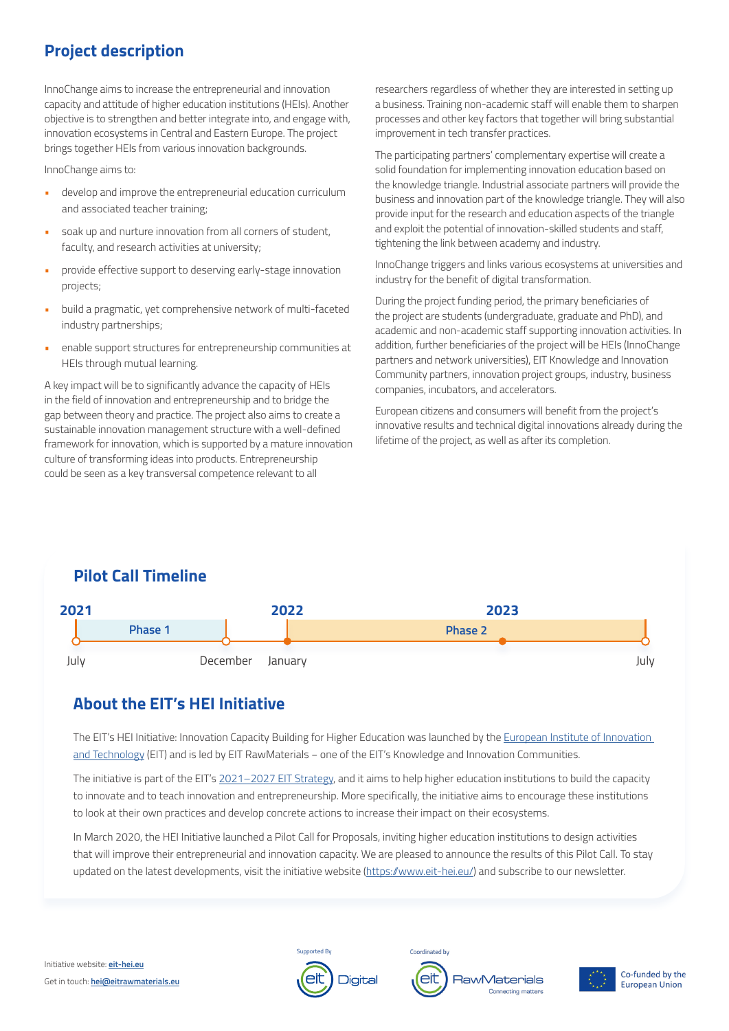## Project description

InnoChange aims to increase the entrepreneurial and innovation capacity and attitude of higher education institutions (HEIs). Another objective is to strengthen and better integrate into, and engage with, innovation ecosystems in Central and Eastern Europe. The project brings together HEIs from various innovation backgrounds.

InnoChange aims to:

- develop and improve the entrepreneurial education curriculum and associated teacher training;
- soak up and nurture innovation from all corners of student, faculty, and research activities at university;
- provide effective support to deserving early-stage innovation projects;
- build a pragmatic, yet comprehensive network of multi-faceted industry partnerships;
- enable support structures for entrepreneurship communities at HEIs through mutual learning.

A key impact will be to significantly advance the capacity of HEIs in the field of innovation and entrepreneurship and to bridge the gap between theory and practice. The project also aims to create a sustainable innovation management structure with a well-defined framework for innovation, which is supported by a mature innovation culture of transforming ideas into products. Entrepreneurship could be seen as a key transversal competence relevant to all researchers regardless of whether they are interested in setting up a business. Training non-academic staff will enable them to sharpen processes and other key factors that together will bring substantial improvement in tech transfer practices.

The participating partners' complementary expertise will create a solid foundation for implementing innovation education based on the knowledge triangle. Industrial associate partners will provide the business and innovation part of the knowledge triangle. They will also provide input for the research and education aspects of the triangle and exploit the potential of innovation-skilled students and staff, tightening the link between academy and industry.

InnoChange triggers and links various ecosystems at universities and industry for the benefit of digital transformation.

During the project funding period, the primary beneficiaries of the project are students (undergraduate, graduate and PhD), and academic and non-academic staff supporting innovation activities. In addition, further beneficiaries of the project will be HEIs (InnoChange partners and network universities), EIT Knowledge and Innovation Community partners, innovation project groups, industry, business companies, incubators, and accelerators.

European citizens and consumers will benefit from the project's innovative results and technical digital innovations already during the lifetime of the project, as well as after its completion.

## Pilot Call Timeline

2021
2022
2023
Phase 1
Phase 2
July
December
January
July

## About the EIT's HEI Initiative

The EIT's HEI Initiative: Innovation Capacity Building for Higher Education was launched by the European Institute of Innovation and Technology (EIT) and is led by EIT RawMaterials – one of the EIT's Knowledge and Innovation Communities.

The initiative is part of the EIT's 2021–2027 EIT Strategy, and it aims to help higher education institutions to build the capacity to innovate and to teach innovation and entrepreneurship. More specifically, the initiative aims to encourage these institutions to look at their own practices and develop concrete actions to increase their impact on their ecosystems.

In March 2020, the HEI Initiative launched a Pilot Call for Proposals, inviting higher education institutions to design activities that will improve their entrepreneurial and innovation capacity. We are pleased to announce the results of this Pilot Call. To stay updated on the latest developments, visit the initiative website (https://www.eit-hei.eu/) and subscribe to our newsletter.

Initiative website: eit-hei.eu
Get in touch: hei@eitrawmaterials.eu

Supported By eit Digital

Coordinated by eit RawMaterials Connecting matters

Co-funded by the European Union